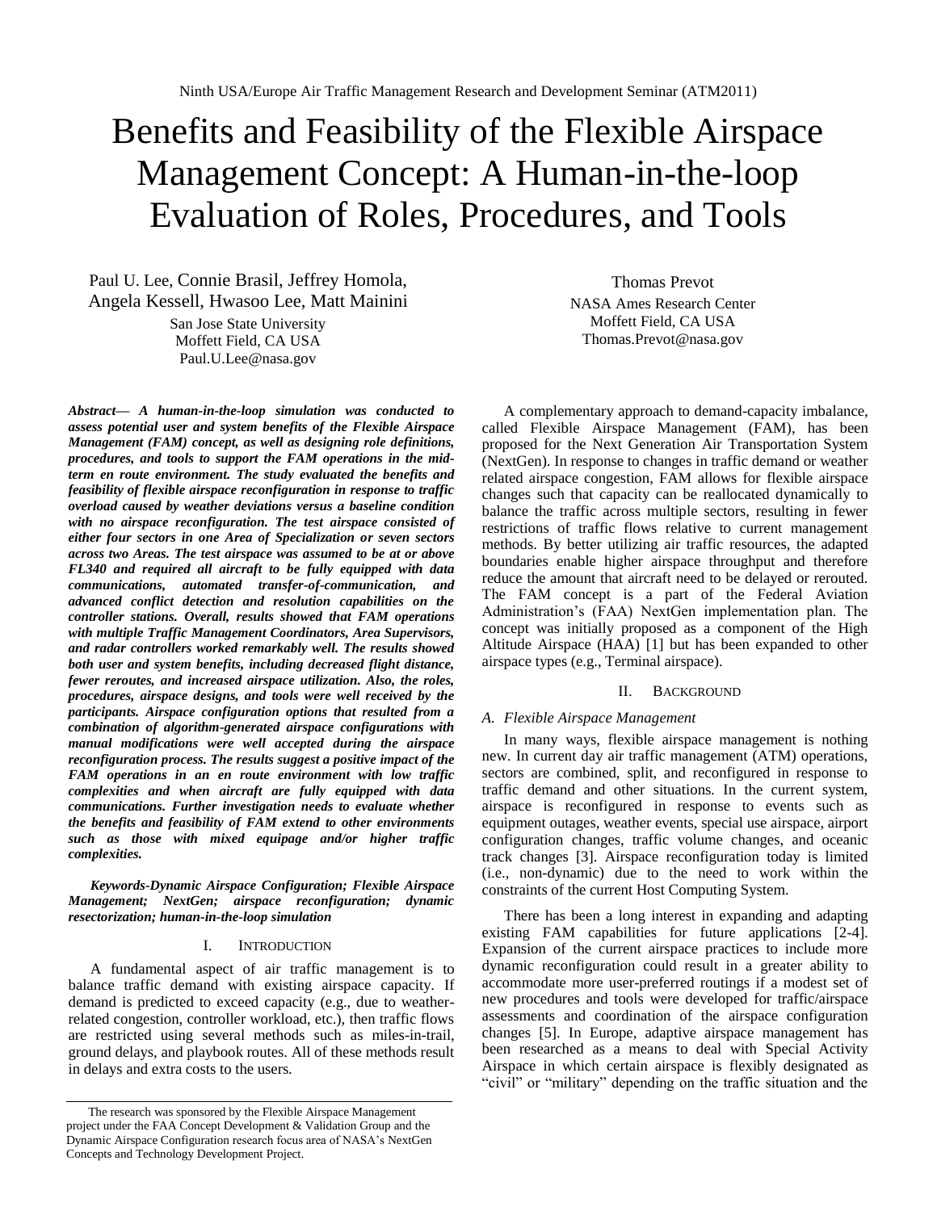# Benefits and Feasibility of the Flexible Airspace Management Concept: A Human-in-the-loop Evaluation of Roles, Procedures, and Tools

Paul U. Lee, Connie Brasil, Jeffrey Homola, Angela Kessell, Hwasoo Lee, Matt Mainini
San Jose State University
Moffett Field, CA USA
Paul.U.Lee@nasa.gov

Thomas Prevot
NASA Ames Research Center
Moffett Field, CA USA
Thomas.Prevot@nasa.gov

***Abstract*— A human-in-the-loop simulation was conducted to assess potential user and system benefits of the Flexible Airspace Management (FAM) concept, as well as designing role definitions, procedures, and tools to support the FAM operations in the mid-term en route environment. The study evaluated the benefits and feasibility of flexible airspace reconfiguration in response to traffic overload caused by weather deviations versus a baseline condition with no airspace reconfiguration. The test airspace consisted of either four sectors in one Area of Specialization or seven sectors across two Areas. The test airspace was assumed to be at or above FL340 and required all aircraft to be fully equipped with data communications, automated transfer-of-communication, and advanced conflict detection and resolution capabilities on the controller stations. Overall, results showed that FAM operations with multiple Traffic Management Coordinators, Area Supervisors, and radar controllers worked remarkably well. The results showed both user and system benefits, including decreased flight distance, fewer reroutes, and increased airspace utilization. Also, the roles, procedures, airspace designs, and tools were well received by the participants. Airspace configuration options that resulted from a combination of algorithm-generated airspace configurations with manual modifications were well accepted during the airspace reconfiguration process. The results suggest a positive impact of the FAM operations in an en route environment with low traffic complexities and when aircraft are fully equipped with data communications. Further investigation needs to evaluate whether the benefits and feasibility of FAM extend to other environments such as those with mixed equipage and/or higher traffic complexities.**

***Keywords-Dynamic Airspace Configuration; Flexible Airspace Management; NextGen; airspace reconfiguration; dynamic resectorization; human-in-the-loop simulation***

## I. INTRODUCTION

A fundamental aspect of air traffic management is to balance traffic demand with existing airspace capacity. If demand is predicted to exceed capacity (e.g., due to weather-related congestion, controller workload, etc.), then traffic flows are restricted using several methods such as miles-in-trail, ground delays, and playbook routes. All of these methods result in delays and extra costs to the users.

A complementary approach to demand-capacity imbalance, called Flexible Airspace Management (FAM), has been proposed for the Next Generation Air Transportation System (NextGen). In response to changes in traffic demand or weather related airspace congestion, FAM allows for flexible airspace changes such that capacity can be reallocated dynamically to balance the traffic across multiple sectors, resulting in fewer restrictions of traffic flows relative to current management methods. By better utilizing air traffic resources, the adapted boundaries enable higher airspace throughput and therefore reduce the amount that aircraft need to be delayed or rerouted. The FAM concept is a part of the Federal Aviation Administration's (FAA) NextGen implementation plan. The concept was initially proposed as a component of the High Altitude Airspace (HAA) [1] but has been expanded to other airspace types (e.g., Terminal airspace).

## II. BACKGROUND

### *A. Flexible Airspace Management*

In many ways, flexible airspace management is nothing new. In current day air traffic management (ATM) operations, sectors are combined, split, and reconfigured in response to traffic demand and other situations. In the current system, airspace is reconfigured in response to events such as equipment outages, weather events, special use airspace, airport configuration changes, traffic volume changes, and oceanic track changes [3]. Airspace reconfiguration today is limited (i.e., non-dynamic) due to the need to work within the constraints of the current Host Computing System.

There has been a long interest in expanding and adapting existing FAM capabilities for future applications [2-4]. Expansion of the current airspace practices to include more dynamic reconfiguration could result in a greater ability to accommodate more user-preferred routings if a modest set of new procedures and tools were developed for traffic/airspace assessments and coordination of the airspace configuration changes [5]. In Europe, adaptive airspace management has been researched as a means to deal with Special Activity Airspace in which certain airspace is flexibly designated as "civil" or "military" depending on the traffic situation and the

The research was sponsored by the Flexible Airspace Management project under the FAA Concept Development & Validation Group and the Dynamic Airspace Configuration research focus area of NASA's NextGen Concepts and Technology Development Project.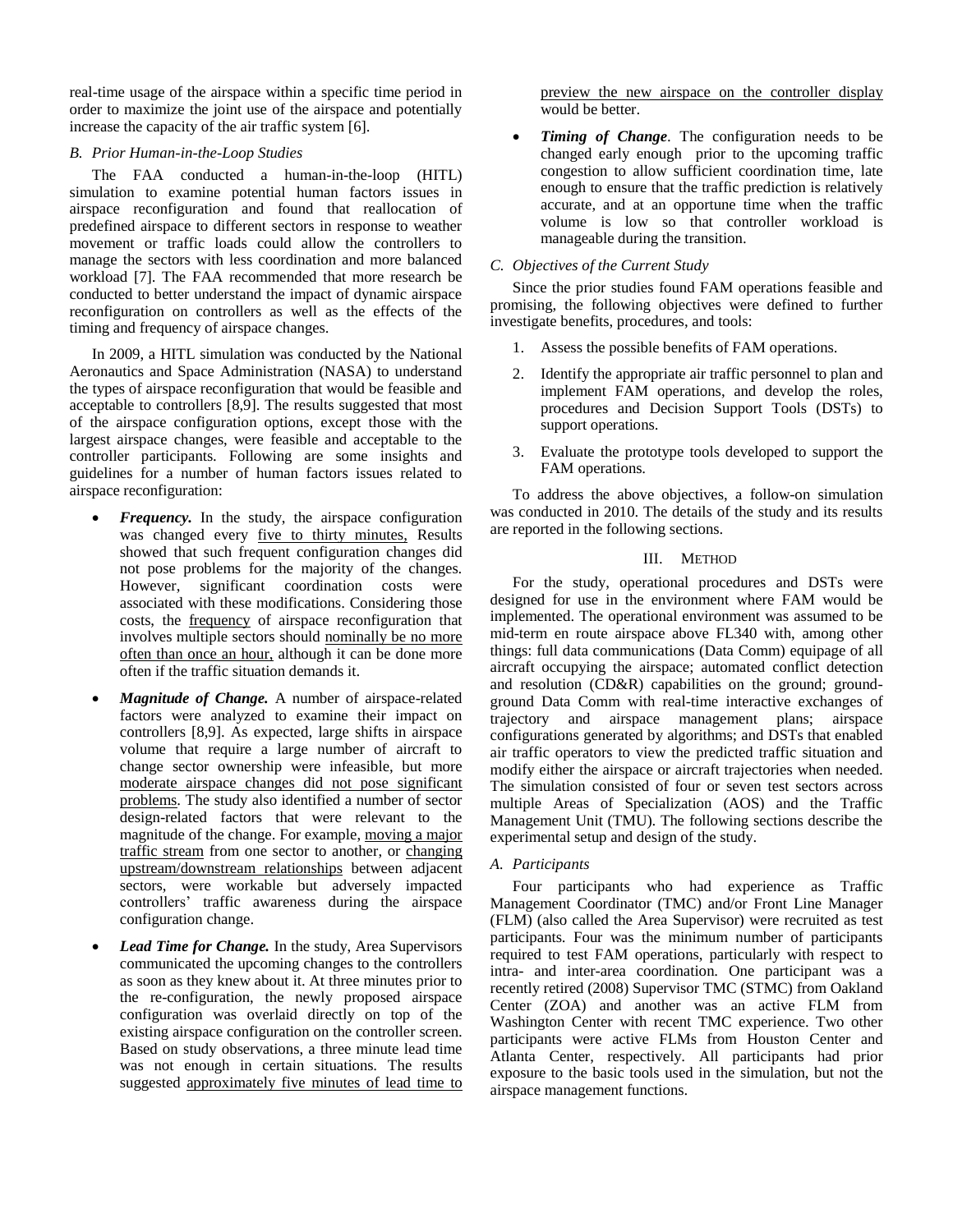real-time usage of the airspace within a specific time period in order to maximize the joint use of the airspace and potentially increase the capacity of the air traffic system [6].

### *B. Prior Human-in-the-Loop Studies*

The FAA conducted a human-in-the-loop (HITL) simulation to examine potential human factors issues in airspace reconfiguration and found that reallocation of predefined airspace to different sectors in response to weather movement or traffic loads could allow the controllers to manage the sectors with less coordination and more balanced workload [7]. The FAA recommended that more research be conducted to better understand the impact of dynamic airspace reconfiguration on controllers as well as the effects of the timing and frequency of airspace changes.

In 2009, a HITL simulation was conducted by the National Aeronautics and Space Administration (NASA) to understand the types of airspace reconfiguration that would be feasible and acceptable to controllers [8,9]. The results suggested that most of the airspace configuration options, except those with the largest airspace changes, were feasible and acceptable to the controller participants. Following are some insights and guidelines for a number of human factors issues related to airspace reconfiguration:

- ***Frequency.*** In the study, the airspace configuration was changed every <u>five to thirty minutes,</u> Results showed that such frequent configuration changes did not pose problems for the majority of the changes. However, significant coordination costs were associated with these modifications. Considering those costs, the <u>frequency</u> of airspace reconfiguration that involves multiple sectors should <u>nominally be no more often than once an hour,</u> although it can be done more often if the traffic situation demands it.
- ***Magnitude of Change.*** A number of airspace-related factors were analyzed to examine their impact on controllers [8,9]. As expected, large shifts in airspace volume that require a large number of aircraft to change sector ownership were infeasible, but more <u>moderate airspace changes did not pose significant problems</u>. The study also identified a number of sector design-related factors that were relevant to the magnitude of the change. For example, <u>moving a major traffic stream</u> from one sector to another, or <u>changing upstream/downstream relationships</u> between adjacent sectors, were workable but adversely impacted controllers' traffic awareness during the airspace configuration change.
- ***Lead Time for Change.*** In the study, Area Supervisors communicated the upcoming changes to the controllers as soon as they knew about it. At three minutes prior to the re-configuration, the newly proposed airspace configuration was overlaid directly on top of the existing airspace configuration on the controller screen. Based on study observations, a three minute lead time was not enough in certain situations. The results suggested <u>approximately five minutes of lead time to preview the new airspace on the controller display</u> would be better.
- ***Timing of Change***. The configuration needs to be changed early enough prior to the upcoming traffic congestion to allow sufficient coordination time, late enough to ensure that the traffic prediction is relatively accurate, and at an opportune time when the traffic volume is low so that controller workload is manageable during the transition.

### *C. Objectives of the Current Study*

Since the prior studies found FAM operations feasible and promising, the following objectives were defined to further investigate benefits, procedures, and tools:

1. Assess the possible benefits of FAM operations.
2. Identify the appropriate air traffic personnel to plan and implement FAM operations, and develop the roles, procedures and Decision Support Tools (DSTs) to support operations.
3. Evaluate the prototype tools developed to support the FAM operations.

To address the above objectives, a follow-on simulation was conducted in 2010. The details of the study and its results are reported in the following sections.

## III. METHOD

For the study, operational procedures and DSTs were designed for use in the environment where FAM would be implemented. The operational environment was assumed to be mid-term en route airspace above FL340 with, among other things: full data communications (Data Comm) equipage of all aircraft occupying the airspace; automated conflict detection and resolution (CD&R) capabilities on the ground; ground-ground Data Comm with real-time interactive exchanges of trajectory and airspace management plans; airspace configurations generated by algorithms; and DSTs that enabled air traffic operators to view the predicted traffic situation and modify either the airspace or aircraft trajectories when needed. The simulation consisted of four or seven test sectors across multiple Areas of Specialization (AOS) and the Traffic Management Unit (TMU). The following sections describe the experimental setup and design of the study.

### *A. Participants*

Four participants who had experience as Traffic Management Coordinator (TMC) and/or Front Line Manager (FLM) (also called the Area Supervisor) were recruited as test participants. Four was the minimum number of participants required to test FAM operations, particularly with respect to intra- and inter-area coordination. One participant was a recently retired (2008) Supervisor TMC (STMC) from Oakland Center (ZOA) and another was an active FLM from Washington Center with recent TMC experience. Two other participants were active FLMs from Houston Center and Atlanta Center, respectively. All participants had prior exposure to the basic tools used in the simulation, but not the airspace management functions.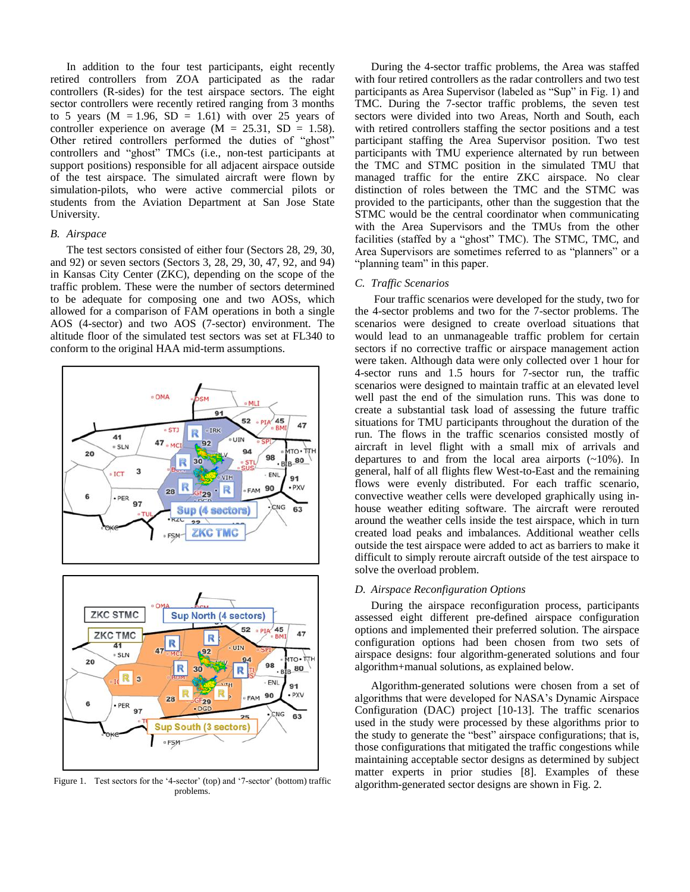In addition to the four test participants, eight recently retired controllers from ZOA participated as the radar controllers (R-sides) for the test airspace sectors. The eight sector controllers were recently retired ranging from 3 months to 5 years (M = 1.96, SD = 1.61) with over 25 years of controller experience on average (M = 25.31, SD = 1.58). Other retired controllers performed the duties of "ghost" controllers and "ghost" TMCs (i.e., non-test participants at support positions) responsible for all adjacent airspace outside of the test airspace. The simulated aircraft were flown by simulation-pilots, who were active commercial pilots or students from the Aviation Department at San Jose State University.

### B. Airspace

The test sectors consisted of either four (Sectors 28, 29, 30, and 92) or seven sectors (Sectors 3, 28, 29, 30, 47, 92, and 94) in Kansas City Center (ZKC), depending on the scope of the traffic problem. These were the number of sectors determined to be adequate for composing one and two AOSs, which allowed for a comparison of FAM operations in both a single AOS (4-sector) and two AOS (7-sector) environment. The altitude floor of the simulated test sectors was set at FL340 to conform to the original HAA mid-term assumptions.

Figure 1. Test sectors for the '4-sector' (top) and '7-sector' (bottom) traffic problems.

During the 4-sector traffic problems, the Area was staffed with four retired controllers as the radar controllers and two test participants as Area Supervisor (labeled as "Sup" in Fig. 1) and TMC. During the 7-sector traffic problems, the seven test sectors were divided into two Areas, North and South, each with retired controllers staffing the sector positions and a test participant staffing the Area Supervisor position. Two test participants with TMU experience alternated by run between the TMC and STMC position in the simulated TMU that managed traffic for the entire ZKC airspace. No clear distinction of roles between the TMC and the STMC was provided to the participants, other than the suggestion that the STMC would be the central coordinator when communicating with the Area Supervisors and the TMUs from the other facilities (staffed by a "ghost" TMC). The STMC, TMC, and Area Supervisors are sometimes referred to as "planners" or a "planning team" in this paper.

### C. Traffic Scenarios

Four traffic scenarios were developed for the study, two for the 4-sector problems and two for the 7-sector problems. The scenarios were designed to create overload situations that would lead to an unmanageable traffic problem for certain sectors if no corrective traffic or airspace management action were taken. Although data were only collected over 1 hour for 4-sector runs and 1.5 hours for 7-sector run, the traffic scenarios were designed to maintain traffic at an elevated level well past the end of the simulation runs. This was done to create a substantial task load of assessing the future traffic situations for TMU participants throughout the duration of the run. The flows in the traffic scenarios consisted mostly of aircraft in level flight with a small mix of arrivals and departures to and from the local area airports (~10%). In general, half of all flights flew West-to-East and the remaining flows were evenly distributed. For each traffic scenario, convective weather cells were developed graphically using in-house weather editing software. The aircraft were rerouted around the weather cells inside the test airspace, which in turn created load peaks and imbalances. Additional weather cells outside the test airspace were added to act as barriers to make it difficult to simply reroute aircraft outside of the test airspace to solve the overload problem.

### D. Airspace Reconfiguration Options

During the airspace reconfiguration process, participants assessed eight different pre-defined airspace configuration options and implemented their preferred solution. The airspace configuration options had been chosen from two sets of airspace designs: four algorithm-generated solutions and four algorithm+manual solutions, as explained below.

Algorithm-generated solutions were chosen from a set of algorithms that were developed for NASA's Dynamic Airspace Configuration (DAC) project [10-13]. The traffic scenarios used in the study were processed by these algorithms prior to the study to generate the "best" airspace configurations; that is, those configurations that mitigated the traffic congestions while maintaining acceptable sector designs as determined by subject matter experts in prior studies [8]. Examples of these algorithm-generated sector designs are shown in Fig. 2.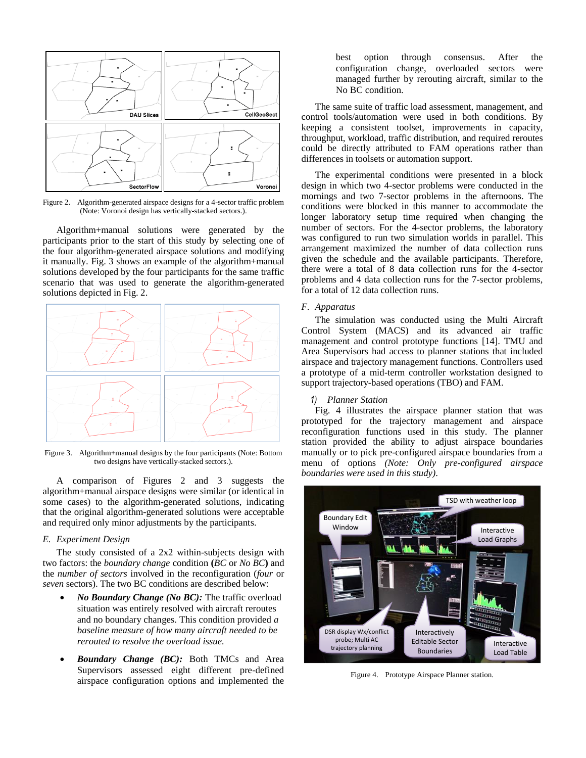Figure 2. Algorithm-generated airspace designs for a 4-sector traffic problem (Note: Voronoi design has vertically-stacked sectors.).

Algorithm+manual solutions were generated by the participants prior to the start of this study by selecting one of the four algorithm-generated airspace solutions and modifying it manually. Fig. 3 shows an example of the algorithm+manual solutions developed by the four participants for the same traffic scenario that was used to generate the algorithm-generated solutions depicted in Fig. 2.

Figure 3. Algorithm+manual designs by the four participants (Note: Bottom two designs have vertically-stacked sectors.).

A comparison of Figures 2 and 3 suggests the algorithm+manual airspace designs were similar (or identical in some cases) to the algorithm-generated solutions, indicating that the original algorithm-generated solutions were acceptable and required only minor adjustments by the participants.

### E. Experiment Design

The study consisted of a 2x2 within-subjects design with two factors: the *boundary change* condition **(***BC* or *No BC***)** and the *number of sectors* involved in the reconfiguration (*four* or *seven* sectors). The two BC conditions are described below:

- ***No Boundary Change (No BC):*** The traffic overload situation was entirely resolved with aircraft reroutes and no boundary changes. This condition provided *a baseline measure of how many aircraft needed to be rerouted to resolve the overload issue.*
- ***Boundary Change (BC):*** Both TMCs and Area Supervisors assessed eight different pre-defined airspace configuration options and implemented the best option through consensus. After the configuration change, overloaded sectors were managed further by rerouting aircraft, similar to the No BC condition.

The same suite of traffic load assessment, management, and control tools/automation were used in both conditions. By keeping a consistent toolset, improvements in capacity, throughput, workload, traffic distribution, and required reroutes could be directly attributed to FAM operations rather than differences in toolsets or automation support.

The experimental conditions were presented in a block design in which two 4-sector problems were conducted in the mornings and two 7-sector problems in the afternoons. The conditions were blocked in this manner to accommodate the longer laboratory setup time required when changing the number of sectors. For the 4-sector problems, the laboratory was configured to run two simulation worlds in parallel. This arrangement maximized the number of data collection runs given the schedule and the available participants. Therefore, there were a total of 8 data collection runs for the 4-sector problems and 4 data collection runs for the 7-sector problems, for a total of 12 data collection runs.

### F. Apparatus

The simulation was conducted using the Multi Aircraft Control System (MACS) and its advanced air traffic management and control prototype functions [14]. TMU and Area Supervisors had access to planner stations that included airspace and trajectory management functions. Controllers used a prototype of a mid-term controller workstation designed to support trajectory-based operations (TBO) and FAM.

#### 1) Planner Station

Fig. 4 illustrates the airspace planner station that was prototyped for the trajectory management and airspace reconfiguration functions used in this study. The planner station provided the ability to adjust airspace boundaries manually or to pick pre-configured airspace boundaries from a menu of options *(Note: Only pre-configured airspace boundaries were used in this study)*.

Figure 4. Prototype Airspace Planner station.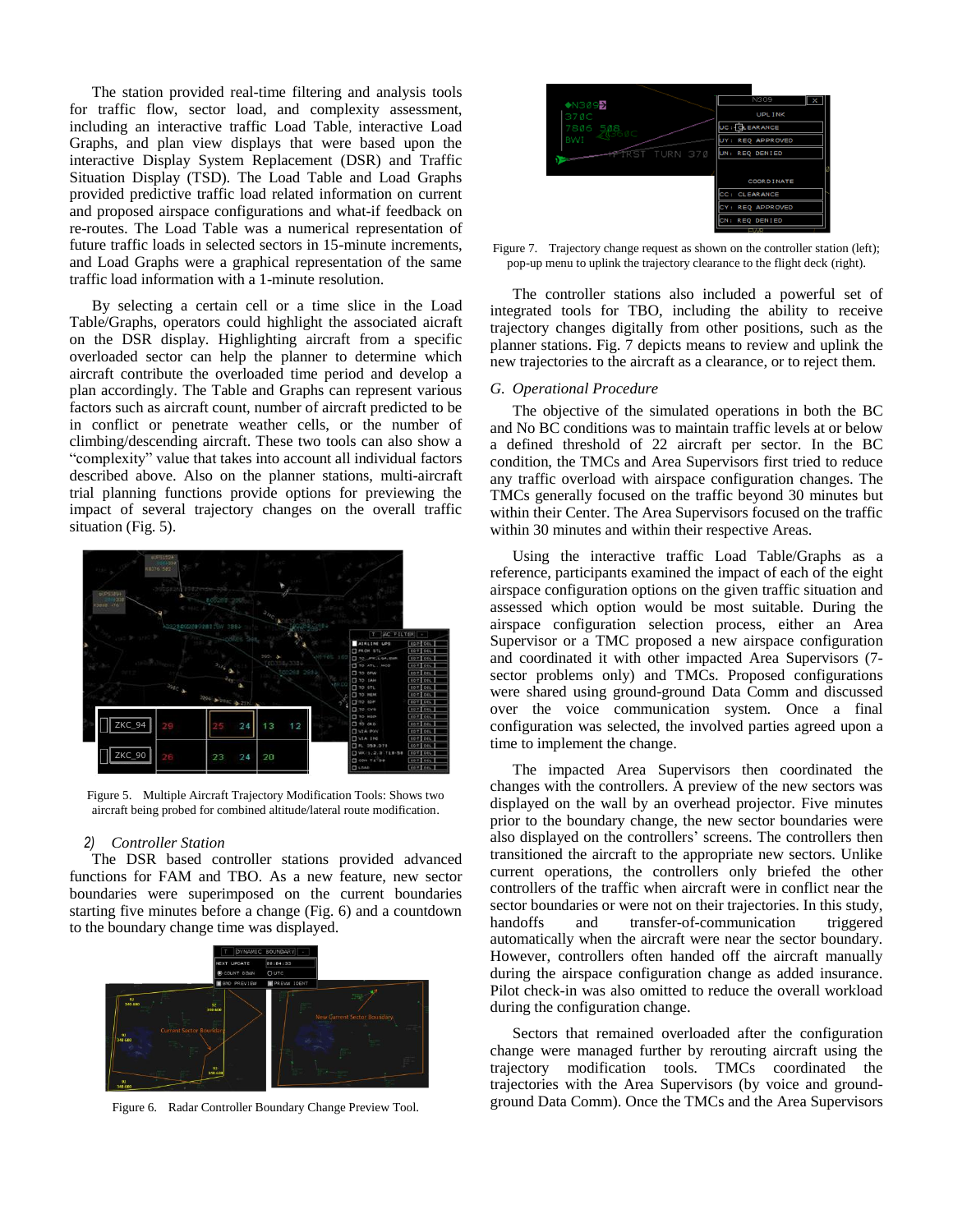The station provided real-time filtering and analysis tools for traffic flow, sector load, and complexity assessment, including an interactive traffic Load Table, interactive Load Graphs, and plan view displays that were based upon the interactive Display System Replacement (DSR) and Traffic Situation Display (TSD). The Load Table and Load Graphs provided predictive traffic load related information on current and proposed airspace configurations and what-if feedback on re-routes. The Load Table was a numerical representation of future traffic loads in selected sectors in 15-minute increments, and Load Graphs were a graphical representation of the same traffic load information with a 1-minute resolution.

By selecting a certain cell or a time slice in the Load Table/Graphs, operators could highlight the associated aicraft on the DSR display. Highlighting aircraft from a specific overloaded sector can help the planner to determine which aircraft contribute the overloaded time period and develop a plan accordingly. The Table and Graphs can represent various factors such as aircraft count, number of aircraft predicted to be in conflict or penetrate weather cells, or the number of climbing/descending aircraft. These two tools can also show a "complexity" value that takes into account all individual factors described above. Also on the planner stations, multi-aircraft trial planning functions provide options for previewing the impact of several trajectory changes on the overall traffic situation (Fig. 5).

Figure 5. Multiple Aircraft Trajectory Modification Tools: Shows two aircraft being probed for combined altitude/lateral route modification.

### 2) *Controller Station*

The DSR based controller stations provided advanced functions for FAM and TBO. As a new feature, new sector boundaries were superimposed on the current boundaries starting five minutes before a change (Fig. 6) and a countdown to the boundary change time was displayed.

Figure 6. Radar Controller Boundary Change Preview Tool.

Figure 7. Trajectory change request as shown on the controller station (left); pop-up menu to uplink the trajectory clearance to the flight deck (right).

The controller stations also included a powerful set of integrated tools for TBO, including the ability to receive trajectory changes digitally from other positions, such as the planner stations. Fig. 7 depicts means to review and uplink the new trajectories to the aircraft as a clearance, or to reject them.

## G. *Operational Procedure*

The objective of the simulated operations in both the BC and No BC conditions was to maintain traffic levels at or below a defined threshold of 22 aircraft per sector. In the BC condition, the TMCs and Area Supervisors first tried to reduce any traffic overload with airspace configuration changes. The TMCs generally focused on the traffic beyond 30 minutes but within their Center. The Area Supervisors focused on the traffic within 30 minutes and within their respective Areas.

Using the interactive traffic Load Table/Graphs as a reference, participants examined the impact of each of the eight airspace configuration options on the given traffic situation and assessed which option would be most suitable. During the airspace configuration selection process, either an Area Supervisor or a TMC proposed a new airspace configuration and coordinated it with other impacted Area Supervisors (7-sector problems only) and TMCs. Proposed configurations were shared using ground-ground Data Comm and discussed over the voice communication system. Once a final configuration was selected, the involved parties agreed upon a time to implement the change.

The impacted Area Supervisors then coordinated the changes with the controllers. A preview of the new sectors was displayed on the wall by an overhead projector. Five minutes prior to the boundary change, the new sector boundaries were also displayed on the controllers' screens. The controllers then transitioned the aircraft to the appropriate new sectors. Unlike current operations, the controllers only briefed the other controllers of the traffic when aircraft were in conflict near the sector boundaries or were not on their trajectories. In this study, handoffs and transfer-of-communication triggered automatically when the aircraft were near the sector boundary. However, controllers often handed off the aircraft manually during the airspace configuration change as added insurance. Pilot check-in was also omitted to reduce the overall workload during the configuration change.

Sectors that remained overloaded after the configuration change were managed further by rerouting aircraft using the trajectory modification tools. TMCs coordinated the trajectories with the Area Supervisors (by voice and ground-ground Data Comm). Once the TMCs and the Area Supervisors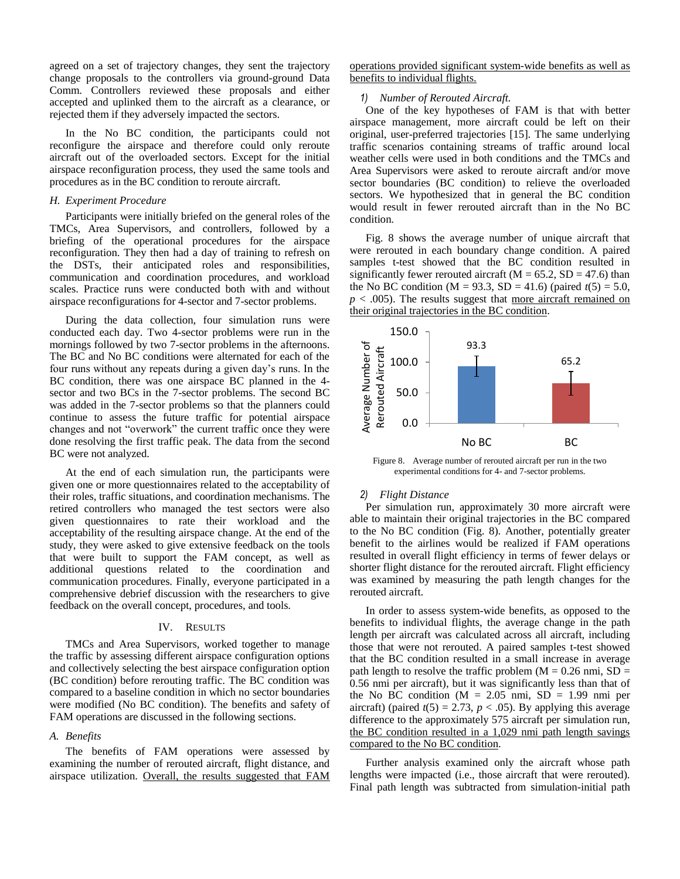agreed on a set of trajectory changes, they sent the trajectory change proposals to the controllers via ground-ground Data Comm. Controllers reviewed these proposals and either accepted and uplinked them to the aircraft as a clearance, or rejected them if they adversely impacted the sectors.

In the No BC condition, the participants could not reconfigure the airspace and therefore could only reroute aircraft out of the overloaded sectors. Except for the initial airspace reconfiguration process, they used the same tools and procedures as in the BC condition to reroute aircraft.

### H. Experiment Procedure

Participants were initially briefed on the general roles of the TMCs, Area Supervisors, and controllers, followed by a briefing of the operational procedures for the airspace reconfiguration. They then had a day of training to refresh on the DSTs, their anticipated roles and responsibilities, communication and coordination procedures, and workload scales. Practice runs were conducted both with and without airspace reconfigurations for 4-sector and 7-sector problems.

During the data collection, four simulation runs were conducted each day. Two 4-sector problems were run in the mornings followed by two 7-sector problems in the afternoons. The BC and No BC conditions were alternated for each of the four runs without any repeats during a given day's runs. In the BC condition, there was one airspace BC planned in the 4-sector and two BCs in the 7-sector problems. The second BC was added in the 7-sector problems so that the planners could continue to assess the future traffic for potential airspace changes and not "overwork" the current traffic once they were done resolving the first traffic peak. The data from the second BC were not analyzed.

At the end of each simulation run, the participants were given one or more questionnaires related to the acceptability of their roles, traffic situations, and coordination mechanisms. The retired controllers who managed the test sectors were also given questionnaires to rate their workload and the acceptability of the resulting airspace change. At the end of the study, they were asked to give extensive feedback on the tools that were built to support the FAM concept, as well as additional questions related to the coordination and communication procedures. Finally, everyone participated in a comprehensive debrief discussion with the researchers to give feedback on the overall concept, procedures, and tools.

## IV. Results

TMCs and Area Supervisors, worked together to manage the traffic by assessing different airspace configuration options and collectively selecting the best airspace configuration option (BC condition) before rerouting traffic. The BC condition was compared to a baseline condition in which no sector boundaries were modified (No BC condition). The benefits and safety of FAM operations are discussed in the following sections.

### A. Benefits

The benefits of FAM operations were assessed by examining the number of rerouted aircraft, flight distance, and airspace utilization. <u>Overall, the results suggested that FAM operations provided significant system-wide benefits as well as benefits to individual flights.</u>

#### 1) Number of Rerouted Aircraft.

One of the key hypotheses of FAM is that with better airspace management, more aircraft could be left on their original, user-preferred trajectories [15]. The same underlying traffic scenarios containing streams of traffic around local weather cells were used in both conditions and the TMCs and Area Supervisors were asked to reroute aircraft and/or move sector boundaries (BC condition) to relieve the overloaded sectors. We hypothesized that in general the BC condition would result in fewer rerouted aircraft than in the No BC condition.

Fig. 8 shows the average number of unique aircraft that were rerouted in each boundary change condition. A paired samples t-test showed that the BC condition resulted in significantly fewer rerouted aircraft (M = 65.2, SD = 47.6) than the No BC condition (M = 93.3, SD = 41.6) (paired $t(5) = 5.0$, $p < .005$). The results suggest that <u>more aircraft remained on their original trajectories in the BC condition</u>.

Figure 8. Average number of rerouted aircraft per run in the two experimental conditions for 4- and 7-sector problems.

#### 2) Flight Distance

Per simulation run, approximately 30 more aircraft were able to maintain their original trajectories in the BC compared to the No BC condition (Fig. 8). Another, potentially greater benefit to the airlines would be realized if FAM operations resulted in overall flight efficiency in terms of fewer delays or shorter flight distance for the rerouted aircraft. Flight efficiency was examined by measuring the path length changes for the rerouted aircraft.

In order to assess system-wide benefits, as opposed to the benefits to individual flights, the average change in the path length per aircraft was calculated across all aircraft, including those that were not rerouted. A paired samples t-test showed that the BC condition resulted in a small increase in average path length to resolve the traffic problem (M = 0.26 nmi, SD = 0.56 nmi per aircraft), but it was significantly less than that of the No BC condition (M = 2.05 nmi, SD = 1.99 nmi per aircraft) (paired $t(5) = 2.73$, $p < .05$). By applying this average difference to the approximately 575 aircraft per simulation run, <u>the BC condition resulted in a 1,029 nmi path length savings compared to the No BC condition</u>.

Further analysis examined only the aircraft whose path lengths were impacted (i.e., those aircraft that were rerouted). Final path length was subtracted from simulation-initial path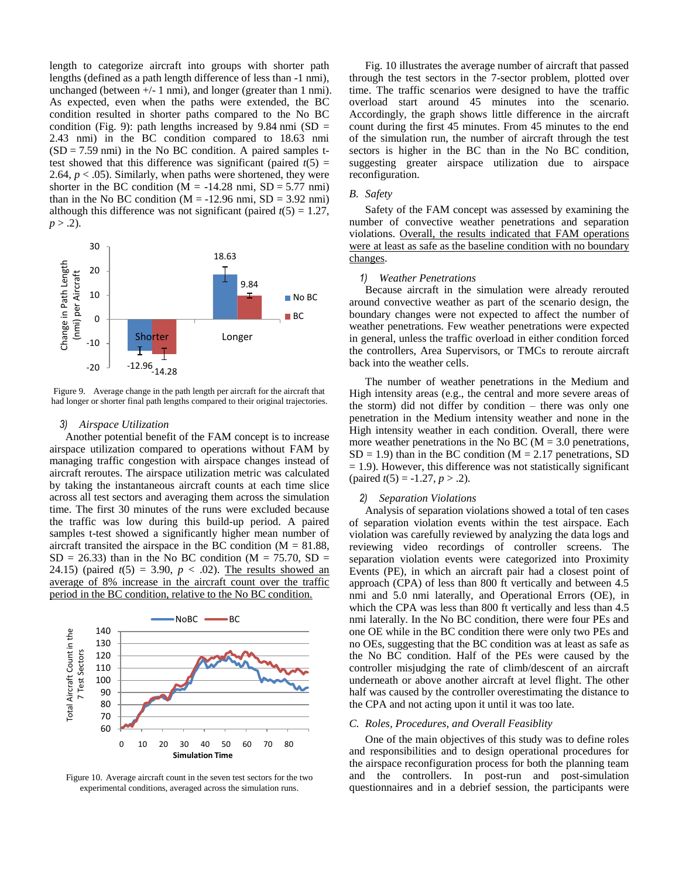length to categorize aircraft into groups with shorter path lengths (defined as a path length difference of less than -1 nmi), unchanged (between +/- 1 nmi), and longer (greater than 1 nmi). As expected, even when the paths were extended, the BC condition resulted in shorter paths compared to the No BC condition (Fig. 9): path lengths increased by 9.84 nmi (SD = 2.43 nmi) in the BC condition compared to 18.63 nmi (SD = 7.59 nmi) in the No BC condition. A paired samples t-test showed that this difference was significant (paired $t(5) = 2.64$, $p < .05$). Similarly, when paths were shortened, they were shorter in the BC condition (M = -14.28 nmi, SD = 5.77 nmi) than in the No BC condition (M = -12.96 nmi, SD = 3.92 nmi) although this difference was not significant (paired $t(5) = 1.27$, $p > .2$).

Figure 9. Average change in the path length per aircraft for the aircraft that had longer or shorter final path lengths compared to their original trajectories.

### 3) *Airspace Utilization*

Another potential benefit of the FAM concept is to increase airspace utilization compared to operations without FAM by managing traffic congestion with airspace changes instead of aircraft reroutes. The airspace utilization metric was calculated by taking the instantaneous aircraft counts at each time slice across all test sectors and averaging them across the simulation time. The first 30 minutes of the runs were excluded because the traffic was low during this build-up period. A paired samples t-test showed a significantly higher mean number of aircraft transited the airspace in the BC condition (M = 81.88, SD = 26.33) than in the No BC condition (M = 75.70, SD = 24.15) (paired $t(5) = 3.90$, $p < .02$). The results showed an average of 8% increase in the aircraft count over the traffic period in the BC condition, relative to the No BC condition.

Figure 10. Average aircraft count in the seven test sectors for the two experimental conditions, averaged across the simulation runs.

Fig. 10 illustrates the average number of aircraft that passed through the test sectors in the 7-sector problem, plotted over time. The traffic scenarios were designed to have the traffic overload start around 45 minutes into the scenario. Accordingly, the graph shows little difference in the aircraft count during the first 45 minutes. From 45 minutes to the end of the simulation run, the number of aircraft through the test sectors is higher in the BC than in the No BC condition, suggesting greater airspace utilization due to airspace reconfiguration.

## B. *Safety*

Safety of the FAM concept was assessed by examining the number of convective weather penetrations and separation violations. Overall, the results indicated that FAM operations were at least as safe as the baseline condition with no boundary changes.

### 1) *Weather Penetrations*

Because aircraft in the simulation were already rerouted around convective weather as part of the scenario design, the boundary changes were not expected to affect the number of weather penetrations. Few weather penetrations were expected in general, unless the traffic overload in either condition forced the controllers, Area Supervisors, or TMCs to reroute aircraft back into the weather cells.

The number of weather penetrations in the Medium and High intensity areas (e.g., the central and more severe areas of the storm) did not differ by condition – there was only one penetration in the Medium intensity weather and none in the High intensity weather in each condition. Overall, there were more weather penetrations in the No BC (M = 3.0 penetrations, SD = 1.9) than in the BC condition (M = 2.17 penetrations, SD = 1.9). However, this difference was not statistically significant (paired $t(5) = -1.27$, $p > .2$).

### 2) *Separation Violations*

Analysis of separation violations showed a total of ten cases of separation violation events within the test airspace. Each violation was carefully reviewed by analyzing the data logs and reviewing video recordings of controller screens. The separation violation events were categorized into Proximity Events (PE), in which an aircraft pair had a closest point of approach (CPA) of less than 800 ft vertically and between 4.5 nmi and 5.0 nmi laterally, and Operational Errors (OE), in which the CPA was less than 800 ft vertically and less than 4.5 nmi laterally. In the No BC condition, there were four PEs and one OE while in the BC condition there were only two PEs and no OEs, suggesting that the BC condition was at least as safe as the No BC condition. Half of the PEs were caused by the controller misjudging the rate of climb/descent of an aircraft underneath or above another aircraft at level flight. The other half was caused by the controller overestimating the distance to the CPA and not acting upon it until it was too late.

## C. *Roles, Procedures, and Overall Feasiblity*

One of the main objectives of this study was to define roles and responsibilities and to design operational procedures for the airspace reconfiguration process for both the planning team and the controllers. In post-run and post-simulation questionnaires and in a debrief session, the participants were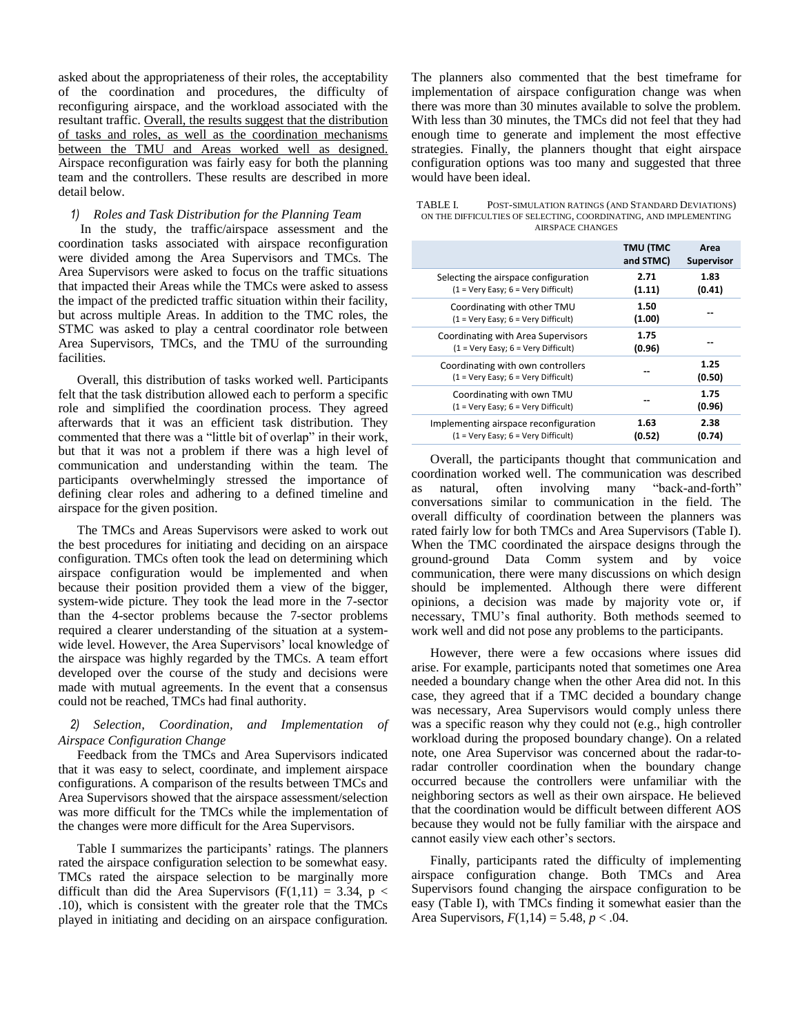asked about the appropriateness of their roles, the acceptability of the coordination and procedures, the difficulty of reconfiguring airspace, and the workload associated with the resultant traffic. Overall, the results suggest that the distribution of tasks and roles, as well as the coordination mechanisms between the TMU and Areas worked well as designed. Airspace reconfiguration was fairly easy for both the planning team and the controllers. These results are described in more detail below.

### *1) Roles and Task Distribution for the Planning Team*

In the study, the traffic/airspace assessment and the coordination tasks associated with airspace reconfiguration were divided among the Area Supervisors and TMCs. The Area Supervisors were asked to focus on the traffic situations that impacted their Areas while the TMCs were asked to assess the impact of the predicted traffic situation within their facility, but across multiple Areas. In addition to the TMC roles, the STMC was asked to play a central coordinator role between Area Supervisors, TMCs, and the TMU of the surrounding facilities.

Overall, this distribution of tasks worked well. Participants felt that the task distribution allowed each to perform a specific role and simplified the coordination process. They agreed afterwards that it was an efficient task distribution. They commented that there was a "little bit of overlap" in their work, but that it was not a problem if there was a high level of communication and understanding within the team. The participants overwhelmingly stressed the importance of defining clear roles and adhering to a defined timeline and airspace for the given position.

The TMCs and Areas Supervisors were asked to work out the best procedures for initiating and deciding on an airspace configuration. TMCs often took the lead on determining which airspace configuration would be implemented and when because their position provided them a view of the bigger, system-wide picture. They took the lead more in the 7-sector than the 4-sector problems because the 7-sector problems required a clearer understanding of the situation at a system-wide level. However, the Area Supervisors' local knowledge of the airspace was highly regarded by the TMCs. A team effort developed over the course of the study and decisions were made with mutual agreements. In the event that a consensus could not be reached, TMCs had final authority.

### *2) Selection, Coordination, and Implementation of Airspace Configuration Change*

Feedback from the TMCs and Area Supervisors indicated that it was easy to select, coordinate, and implement airspace configurations. A comparison of the results between TMCs and Area Supervisors showed that the airspace assessment/selection was more difficult for the TMCs while the implementation of the changes were more difficult for the Area Supervisors.

Table I summarizes the participants' ratings. The planners rated the airspace configuration selection to be somewhat easy. TMCs rated the airspace selection to be marginally more difficult than did the Area Supervisors ($F(1,11) = 3.34$, $p < .10$), which is consistent with the greater role that the TMCs played in initiating and deciding on an airspace configuration. The planners also commented that the best timeframe for implementation of airspace configuration change was when there was more than 30 minutes available to solve the problem. With less than 30 minutes, the TMCs did not feel that they had enough time to generate and implement the most effective strategies. Finally, the planners thought that eight airspace configuration options was too many and suggested that three would have been ideal.

TABLE I. POST-SIMULATION RATINGS (AND STANDARD DEVIATIONS) ON THE DIFFICULTIES OF SELECTING, COORDINATING, AND IMPLEMENTING AIRSPACE CHANGES

| | **TMU (TMC and STMC)** | **Area Supervisor** |
|---|---|---|
| Selecting the airspace configuration (1 = Very Easy; 6 = Very Difficult) | **2.71 (1.11)** | **1.83 (0.41)** |
| Coordinating with other TMU (1 = Very Easy; 6 = Very Difficult) | **1.50 (1.00)** | -- |
| Coordinating with Area Supervisors (1 = Very Easy; 6 = Very Difficult) | **1.75 (0.96)** | -- |
| Coordinating with own controllers (1 = Very Easy; 6 = Very Difficult) | -- | **1.25 (0.50)** |
| Coordinating with own TMU (1 = Very Easy; 6 = Very Difficult) | -- | **1.75 (0.96)** |
| Implementing airspace reconfiguration (1 = Very Easy; 6 = Very Difficult) | **1.63 (0.52)** | **2.38 (0.74)** |

Overall, the participants thought that communication and coordination worked well. The communication was described as natural, often involving many "back-and-forth" conversations similar to communication in the field. The overall difficulty of coordination between the planners was rated fairly low for both TMCs and Area Supervisors (Table I). When the TMC coordinated the airspace designs through the ground-ground Data Comm system and by voice communication, there were many discussions on which design should be implemented. Although there were different opinions, a decision was made by majority vote or, if necessary, TMU's final authority. Both methods seemed to work well and did not pose any problems to the participants.

However, there were a few occasions where issues did arise. For example, participants noted that sometimes one Area needed a boundary change when the other Area did not. In this case, they agreed that if a TMC decided a boundary change was necessary, Area Supervisors would comply unless there was a specific reason why they could not (e.g., high controller workload during the proposed boundary change). On a related note, one Area Supervisor was concerned about the radar-to-radar controller coordination when the boundary change occurred because the controllers were unfamiliar with the neighboring sectors as well as their own airspace. He believed that the coordination would be difficult between different AOS because they would not be fully familiar with the airspace and cannot easily view each other's sectors.

Finally, participants rated the difficulty of implementing airspace configuration change. Both TMCs and Area Supervisors found changing the airspace configuration to be easy (Table I), with TMCs finding it somewhat easier than the Area Supervisors, $F(1,14) = 5.48$, $p < .04$.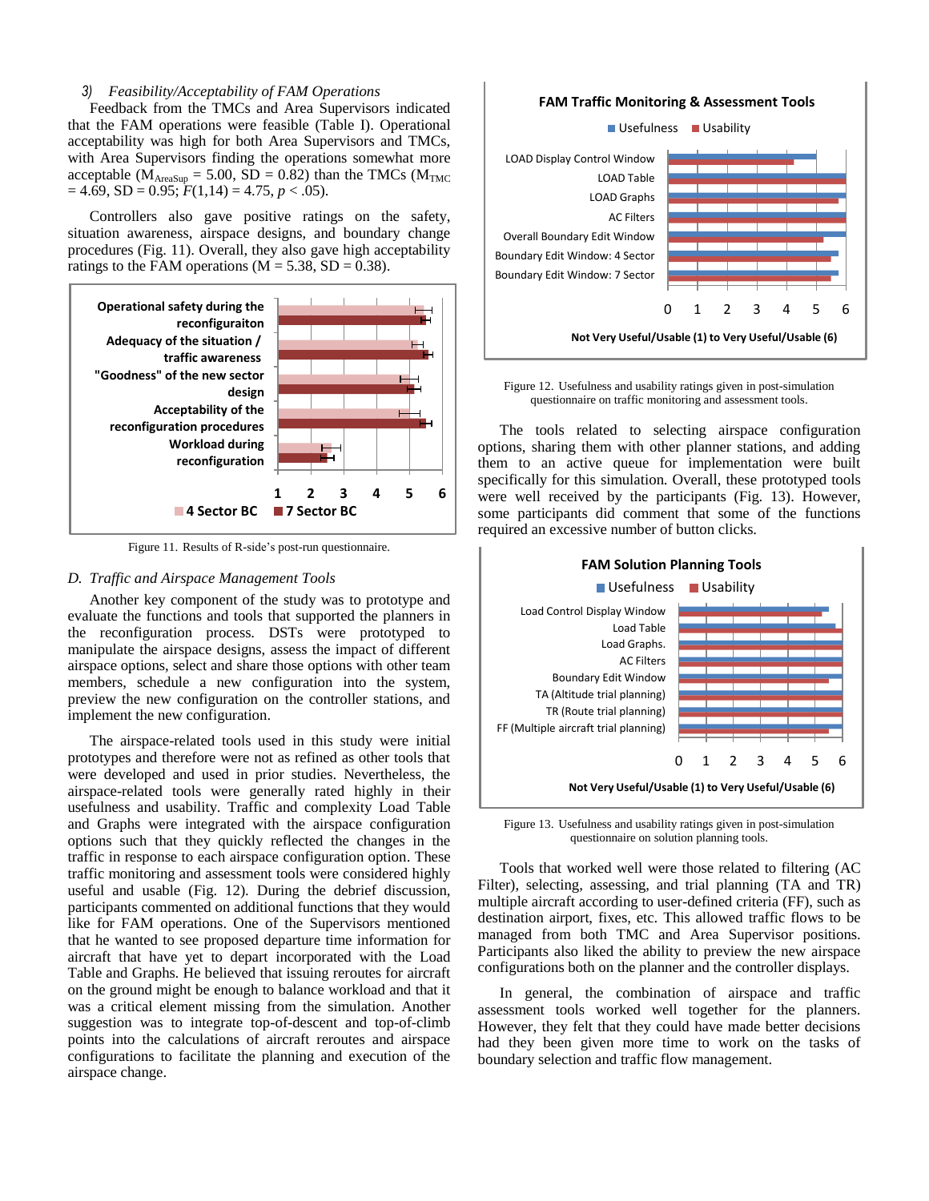*3) Feasibility/Acceptability of FAM Operations*

Feedback from the TMCs and Area Supervisors indicated that the FAM operations were feasible (Table I). Operational acceptability was high for both Area Supervisors and TMCs, with Area Supervisors finding the operations somewhat more acceptable ($M_{AreaSup}$ = 5.00, SD = 0.82) than the TMCs ($M_{TMC}$ = 4.69, SD = 0.95; $F(1,14) = 4.75$, $p < .05$).

Controllers also gave positive ratings on the safety, situation awareness, airspace designs, and boundary change procedures (Fig. 11). Overall, they also gave high acceptability ratings to the FAM operations (M = 5.38, SD = 0.38).

Figure 11. Results of R-side's post-run questionnaire.

### *D. Traffic and Airspace Management Tools*

Another key component of the study was to prototype and evaluate the functions and tools that supported the planners in the reconfiguration process. DSTs were prototyped to manipulate the airspace designs, assess the impact of different airspace options, select and share those options with other team members, schedule a new configuration into the system, preview the new configuration on the controller stations, and implement the new configuration.

The airspace-related tools used in this study were initial prototypes and therefore were not as refined as other tools that were developed and used in prior studies. Nevertheless, the airspace-related tools were generally rated highly in their usefulness and usability. Traffic and complexity Load Table and Graphs were integrated with the airspace configuration options such that they quickly reflected the changes in the traffic in response to each airspace configuration option. These traffic monitoring and assessment tools were considered highly useful and usable (Fig. 12). During the debrief discussion, participants commented on additional functions that they would like for FAM operations. One of the Supervisors mentioned that he wanted to see proposed departure time information for aircraft that have yet to depart incorporated with the Load Table and Graphs. He believed that issuing reroutes for aircraft on the ground might be enough to balance workload and that it was a critical element missing from the simulation. Another suggestion was to integrate top-of-descent and top-of-climb points into the calculations of aircraft reroutes and airspace configurations to facilitate the planning and execution of the airspace change.

Figure 12. Usefulness and usability ratings given in post-simulation questionnaire on traffic monitoring and assessment tools.

The tools related to selecting airspace configuration options, sharing them with other planner stations, and adding them to an active queue for implementation were built specifically for this simulation. Overall, these prototyped tools were well received by the participants (Fig. 13). However, some participants did comment that some of the functions required an excessive number of button clicks.

Figure 13. Usefulness and usability ratings given in post-simulation questionnaire on solution planning tools.

Tools that worked well were those related to filtering (AC Filter), selecting, assessing, and trial planning (TA and TR) multiple aircraft according to user-defined criteria (FF), such as destination airport, fixes, etc. This allowed traffic flows to be managed from both TMC and Area Supervisor positions. Participants also liked the ability to preview the new airspace configurations both on the planner and the controller displays.

In general, the combination of airspace and traffic assessment tools worked well together for the planners. However, they felt that they could have made better decisions had they been given more time to work on the tasks of boundary selection and traffic flow management.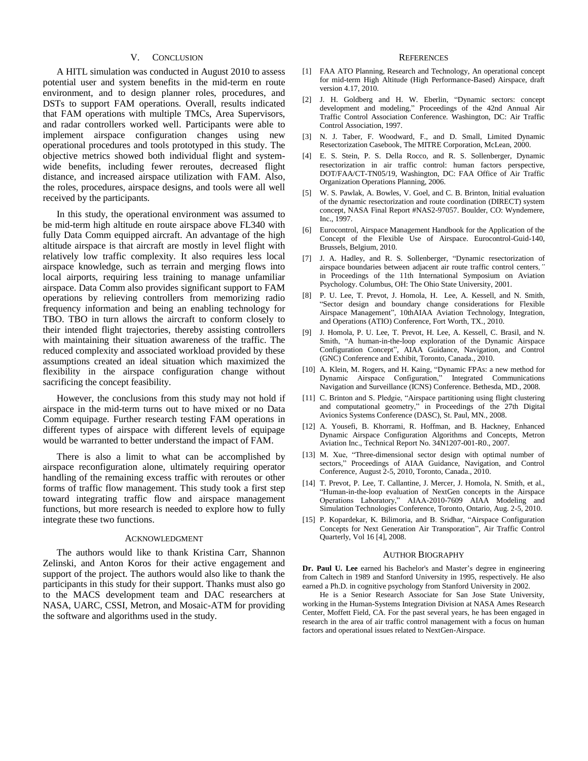## V. CONCLUSION

A HITL simulation was conducted in August 2010 to assess potential user and system benefits in the mid-term en route environment, and to design planner roles, procedures, and DSTs to support FAM operations. Overall, results indicated that FAM operations with multiple TMCs, Area Supervisors, and radar controllers worked well. Participants were able to implement airspace configuration changes using new operational procedures and tools prototyped in this study. The objective metrics showed both individual flight and system-wide benefits, including fewer reroutes, decreased flight distance, and increased airspace utilization with FAM. Also, the roles, procedures, airspace designs, and tools were all well received by the participants.

In this study, the operational environment was assumed to be mid-term high altitude en route airspace above FL340 with fully Data Comm equipped aircraft. An advantage of the high altitude airspace is that aircraft are mostly in level flight with relatively low traffic complexity. It also requires less local airspace knowledge, such as terrain and merging flows into local airports, requiring less training to manage unfamiliar airspace. Data Comm also provides significant support to FAM operations by relieving controllers from memorizing radio frequency information and being an enabling technology for TBO. TBO in turn allows the aircraft to conform closely to their intended flight trajectories, thereby assisting controllers with maintaining their situation awareness of the traffic. The reduced complexity and associated workload provided by these assumptions created an ideal situation which maximized the flexibility in the airspace configuration change without sacrificing the concept feasibility.

However, the conclusions from this study may not hold if airspace in the mid-term turns out to have mixed or no Data Comm equipage. Further research testing FAM operations in different types of airspace with different levels of equipage would be warranted to better understand the impact of FAM.

There is also a limit to what can be accomplished by airspace reconfiguration alone, ultimately requiring operator handling of the remaining excess traffic with reroutes or other forms of traffic flow management. This study took a first step toward integrating traffic flow and airspace management functions, but more research is needed to explore how to fully integrate these two functions.

## ACKNOWLEDGMENT

The authors would like to thank Kristina Carr, Shannon Zelinski, and Anton Koros for their active engagement and support of the project. The authors would also like to thank the participants in this study for their support. Thanks must also go to the MACS development team and DAC researchers at NASA, UARC, CSSI, Metron, and Mosaic-ATM for providing the software and algorithms used in the study.

## REFERENCES

[1] FAA ATO Planning, Research and Technology, An operational concept for mid-term High Altitude (High Performance-Based) Airspace, draft version 4.17, 2010.

[2] J. H. Goldberg and H. W. Eberlin, "Dynamic sectors: concept development and modeling," Proceedings of the 42nd Annual Air Traffic Control Association Conference. Washington, DC: Air Traffic Control Association, 1997.

[3] N. J. Taber, F. Woodward, F., and D. Small, Limited Dynamic Resectorization Casebook, The MITRE Corporation, McLean, 2000.

[4] E. S. Stein, P. S. Della Rocco, and R. S. Sollenberger, Dynamic resectorization in air traffic control: human factors perspective, DOT/FAA/CT-TN05/19, Washington, DC: FAA Office of Air Traffic Organization Operations Planning, 2006.

[5] W. S. Pawlak, A. Bowles, V. Goel, and C. B. Brinton, Initial evaluation of the dynamic resectorization and route coordination (DIRECT) system concept, NASA Final Report #NAS2-97057. Boulder, CO: Wyndemere, Inc., 1997.

[6] Eurocontrol, Airspace Management Handbook for the Application of the Concept of the Flexible Use of Airspace. Eurocontrol-Guid-140, Brussels, Belgium, 2010.

[7] J. A. Hadley, and R. S. Sollenberger, "Dynamic resectorization of airspace boundaries between adjacent air route traffic control centers," in Proceedings of the 11th International Symposium on Aviation Psychology. Columbus, OH: The Ohio State University, 2001.

[8] P. U. Lee, T. Prevot, J. Homola, H. Lee, A. Kessell, and N. Smith, "Sector design and boundary change considerations for Flexible Airspace Management", 10thAIAA Aviation Technology, Integration, and Operations (ATIO) Conference, Fort Worth, TX., 2010.

[9] J. Homola, P. U. Lee, T. Prevot, H. Lee, A. Kessell, C. Brasil, and N. Smith, "A human-in-the-loop exploration of the Dynamic Airspace Configuration Concept", AIAA Guidance, Navigation, and Control (GNC) Conference and Exhibit, Toronto, Canada., 2010.

[10] A. Klein, M. Rogers, and H. Kaing, "Dynamic FPAs: a new method for Dynamic Airspace Configuration," Integrated Communications Navigation and Surveillance (ICNS) Conference. Bethesda, MD., 2008.

[11] C. Brinton and S. Pledgie, "Airspace partitioning using flight clustering and computational geometry," in Proceedings of the 27th Digital Avionics Systems Conference (DASC), St. Paul, MN., 2008.

[12] A. Yousefi, B. Khorrami, R. Hoffman, and B. Hackney, Enhanced Dynamic Airspace Configuration Algorithms and Concepts, Metron Aviation Inc., Technical Report No. 34N1207-001-R0., 2007.

[13] M. Xue, "Three-dimensional sector design with optimal number of sectors," Proceedings of AIAA Guidance, Navigation, and Control Conference, August 2-5, 2010, Toronto, Canada., 2010.

[14] T. Prevot, P. Lee, T. Callantine, J. Mercer, J. Homola, N. Smith, et al., "Human-in-the-loop evaluation of NextGen concepts in the Airspace Operations Laboratory," AIAA-2010-7609 AIAA Modeling and Simulation Technologies Conference, Toronto, Ontario, Aug. 2-5, 2010.

[15] P. Kopardekar, K. Bilimoria, and B. Sridhar, "Airspace Configuration Concepts for Next Generation Air Transporation", Air Traffic Control Quarterly, Vol 16 [4], 2008.

## AUTHOR BIOGRAPHY

**Dr. Paul U. Lee** earned his Bachelor's and Master's degree in engineering from Caltech in 1989 and Stanford University in 1995, respectively. He also earned a Ph.D. in cognitive psychology from Stanford University in 2002.

He is a Senior Research Associate for San Jose State University, working in the Human-Systems Integration Division at NASA Ames Research Center, Moffett Field, CA. For the past several years, he has been engaged in research in the area of air traffic control management with a focus on human factors and operational issues related to NextGen-Airspace.